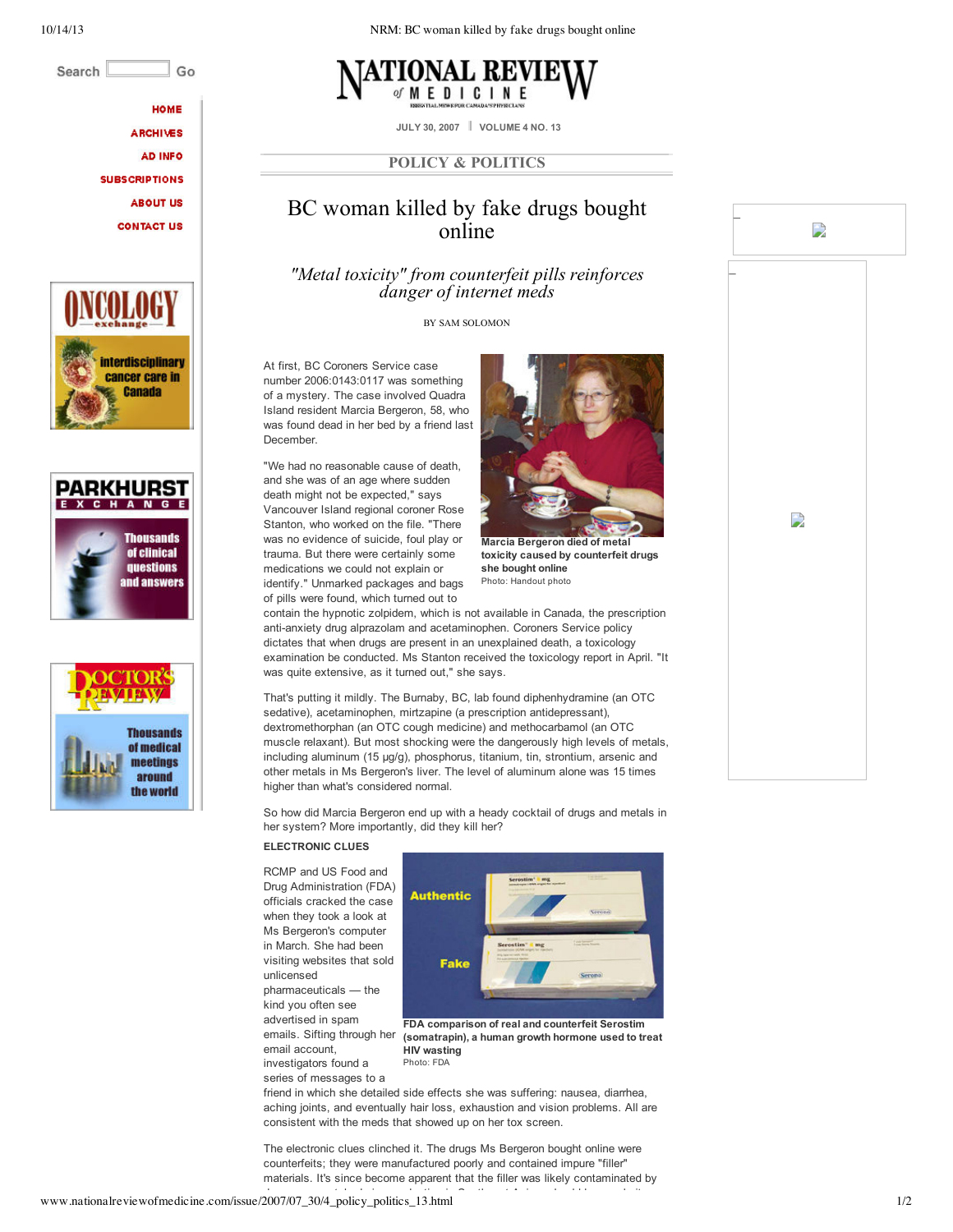# BC woman killed by fake drugs bought online

*"Metal toxicity" from counterfeit pills reinforces danger of internet meds*

BY SAM SOLOMON

At first, BC Coroners Service case number 2006:0143:0117 was something of a mystery. The case involved Quadra Island resident Marcia Bergeron, 58, who was found dead in her bed by a friend last December.

"We had no reasonable cause of death, and she was of an age where sudden death might not be expected," says Vancouver Island regional coroner Rose Stanton, who worked on the file. "There was no evidence of suicide, foul play or trauma. But there were certainly some medications we could not explain or identify." Unmarked packages and bags of pills were found, which turned out to contain the hypnotic zolpidem, which is not available in Canada, the prescription anti-anxiety drug alprazolam and acetaminophen. Coroners Service policy dictates that when drugs are present in an unexplained death, a toxicology examination be conducted. Ms Stanton received the toxicology report in April. "It was quite extensive, as it turned out," she says.

**Marcia Bergeron died of metal toxicity caused by counterfeit drugs she bought online**
Photo: Handout photo

That's putting it mildly. The Burnaby, BC, lab found diphenhydramine (an OTC sedative), acetaminophen, mirtzapine (a prescription antidepressant), dextromethorphan (an OTC cough medicine) and methocarbamol (an OTC muscle relaxant). But most shocking were the dangerously high levels of metals, including aluminum (15 µg/g), phosphorus, titanium, tin, strontium, arsenic and other metals in Ms Bergeron's liver. The level of aluminum alone was 15 times higher than what's considered normal.

So how did Marcia Bergeron end up with a heady cocktail of drugs and metals in her system? More importantly, did they kill her?

**ELECTRONIC CLUES**

RCMP and US Food and Drug Administration (FDA) officials cracked the case when they took a look at Ms Bergeron's computer in March. She had been visiting websites that sold unlicensed pharmaceuticals — the kind you often see advertised in spam emails. Sifting through her email account, investigators found a series of messages to a friend in which she detailed side effects she was suffering: nausea, diarrhea, aching joints, and eventually hair loss, exhaustion and vision problems. All are consistent with the meds that showed up on her tox screen.

**FDA comparison of real and counterfeit Serostim (somatrapin), a human growth hormone used to treat HIV wasting**
Photo: FDA

The electronic clues clinched it. The drugs Ms Bergeron bought online were counterfeits; they were manufactured poorly and contained impure "filler" materials. It's since become apparent that the filler was likely contaminated by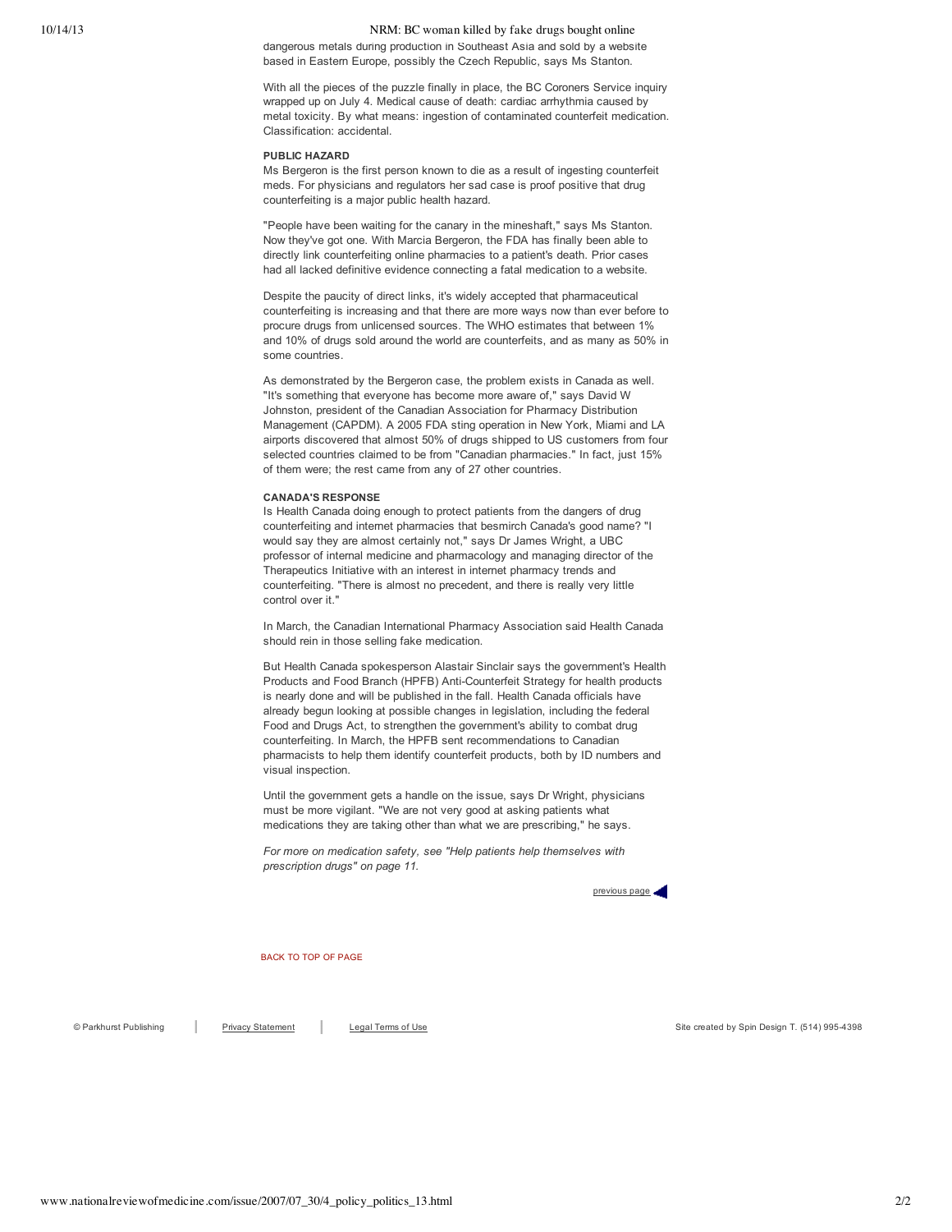dangerous metals during production in Southeast Asia and sold by a website based in Eastern Europe, possibly the Czech Republic, says Ms Stanton.

With all the pieces of the puzzle finally in place, the BC Coroners Service inquiry wrapped up on July 4. Medical cause of death: cardiac arrhythmia caused by metal toxicity. By what means: ingestion of contaminated counterfeit medication. Classification: accidental.

**PUBLIC HAZARD**

Ms Bergeron is the first person known to die as a result of ingesting counterfeit meds. For physicians and regulators her sad case is proof positive that drug counterfeiting is a major public health hazard.

"People have been waiting for the canary in the mineshaft," says Ms Stanton. Now they've got one. With Marcia Bergeron, the FDA has finally been able to directly link counterfeiting online pharmacies to a patient's death. Prior cases had all lacked definitive evidence connecting a fatal medication to a website.

Despite the paucity of direct links, it's widely accepted that pharmaceutical counterfeiting is increasing and that there are more ways now than ever before to procure drugs from unlicensed sources. The WHO estimates that between 1% and 10% of drugs sold around the world are counterfeits, and as many as 50% in some countries.

As demonstrated by the Bergeron case, the problem exists in Canada as well. "It's something that everyone has become more aware of," says David W Johnston, president of the Canadian Association for Pharmacy Distribution Management (CAPDM). A 2005 FDA sting operation in New York, Miami and LA airports discovered that almost 50% of drugs shipped to US customers from four selected countries claimed to be from "Canadian pharmacies." In fact, just 15% of them were; the rest came from any of 27 other countries.

**CANADA'S RESPONSE**

Is Health Canada doing enough to protect patients from the dangers of drug counterfeiting and internet pharmacies that besmirch Canada's good name? "I would say they are almost certainly not," says Dr James Wright, a UBC professor of internal medicine and pharmacology and managing director of the Therapeutics Initiative with an interest in internet pharmacy trends and counterfeiting. "There is almost no precedent, and there is really very little control over it."

In March, the Canadian International Pharmacy Association said Health Canada should rein in those selling fake medication.

But Health Canada spokesperson Alastair Sinclair says the government's Health Products and Food Branch (HPFB) Anti-Counterfeit Strategy for health products is nearly done and will be published in the fall. Health Canada officials have already begun looking at possible changes in legislation, including the federal Food and Drugs Act, to strengthen the government's ability to combat drug counterfeiting. In March, the HPFB sent recommendations to Canadian pharmacists to help them identify counterfeit products, both by ID numbers and visual inspection.

Until the government gets a handle on the issue, says Dr Wright, physicians must be more vigilant. "We are not very good at asking patients what medications they are taking other than what we are prescribing," he says.

*For more on medication safety, see "Help patients help themselves with prescription drugs" on page 11.*

previous page

BACK TO TOP OF PAGE

© Parkhurst Publishing | Privacy Statement | Legal Terms of Use

Site created by Spin Design T. (514) 995-4398